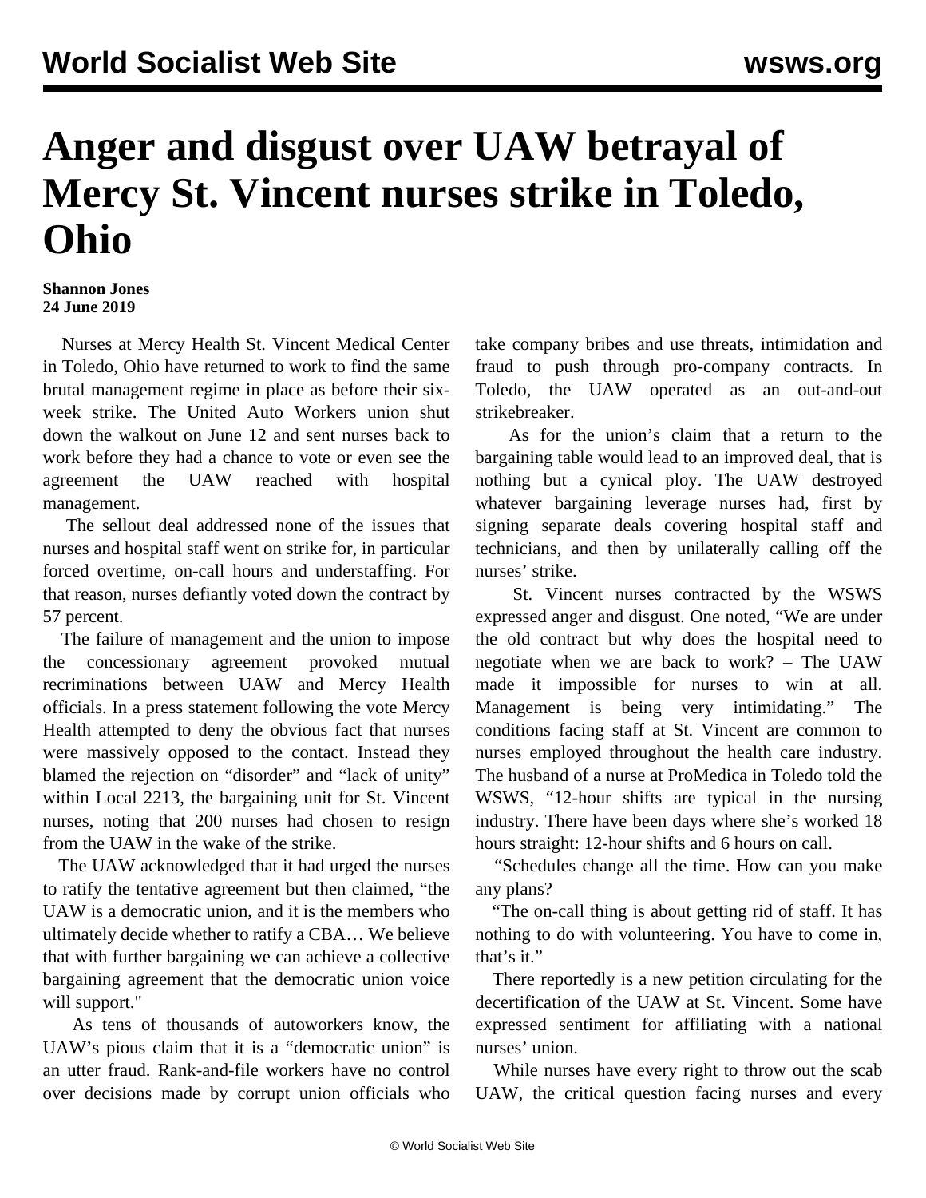# Anger and disgust over UAW betrayal of Mercy St. Vincent nurses strike in Toledo, Ohio

**Shannon Jones**
**24 June 2019**

Nurses at Mercy Health St. Vincent Medical Center in Toledo, Ohio have returned to work to find the same brutal management regime in place as before their six-week strike. The United Auto Workers union shut down the walkout on June 12 and sent nurses back to work before they had a chance to vote or even see the agreement the UAW reached with hospital management.

The sellout deal addressed none of the issues that nurses and hospital staff went on strike for, in particular forced overtime, on-call hours and understaffing. For that reason, nurses defiantly voted down the contract by 57 percent.

The failure of management and the union to impose the concessionary agreement provoked mutual recriminations between UAW and Mercy Health officials. In a press statement following the vote Mercy Health attempted to deny the obvious fact that nurses were massively opposed to the contact. Instead they blamed the rejection on "disorder" and "lack of unity" within Local 2213, the bargaining unit for St. Vincent nurses, noting that 200 nurses had chosen to resign from the UAW in the wake of the strike.

The UAW acknowledged that it had urged the nurses to ratify the tentative agreement but then claimed, "the UAW is a democratic union, and it is the members who ultimately decide whether to ratify a CBA… We believe that with further bargaining we can achieve a collective bargaining agreement that the democratic union voice will support."

As tens of thousands of autoworkers know, the UAW's pious claim that it is a "democratic union" is an utter fraud. Rank-and-file workers have no control over decisions made by corrupt union officials who take company bribes and use threats, intimidation and fraud to push through pro-company contracts. In Toledo, the UAW operated as an out-and-out strikebreaker.

As for the union's claim that a return to the bargaining table would lead to an improved deal, that is nothing but a cynical ploy. The UAW destroyed whatever bargaining leverage nurses had, first by signing separate deals covering hospital staff and technicians, and then by unilaterally calling off the nurses' strike.

St. Vincent nurses contracted by the WSWS expressed anger and disgust. One noted, "We are under the old contract but why does the hospital need to negotiate when we are back to work? – The UAW made it impossible for nurses to win at all. Management is being very intimidating." The conditions facing staff at St. Vincent are common to nurses employed throughout the health care industry. The husband of a nurse at ProMedica in Toledo told the WSWS, "12-hour shifts are typical in the nursing industry. There have been days where she's worked 18 hours straight: 12-hour shifts and 6 hours on call.

"Schedules change all the time. How can you make any plans?

"The on-call thing is about getting rid of staff. It has nothing to do with volunteering. You have to come in, that's it."

There reportedly is a new petition circulating for the decertification of the UAW at St. Vincent. Some have expressed sentiment for affiliating with a national nurses' union.

While nurses have every right to throw out the scab UAW, the critical question facing nurses and every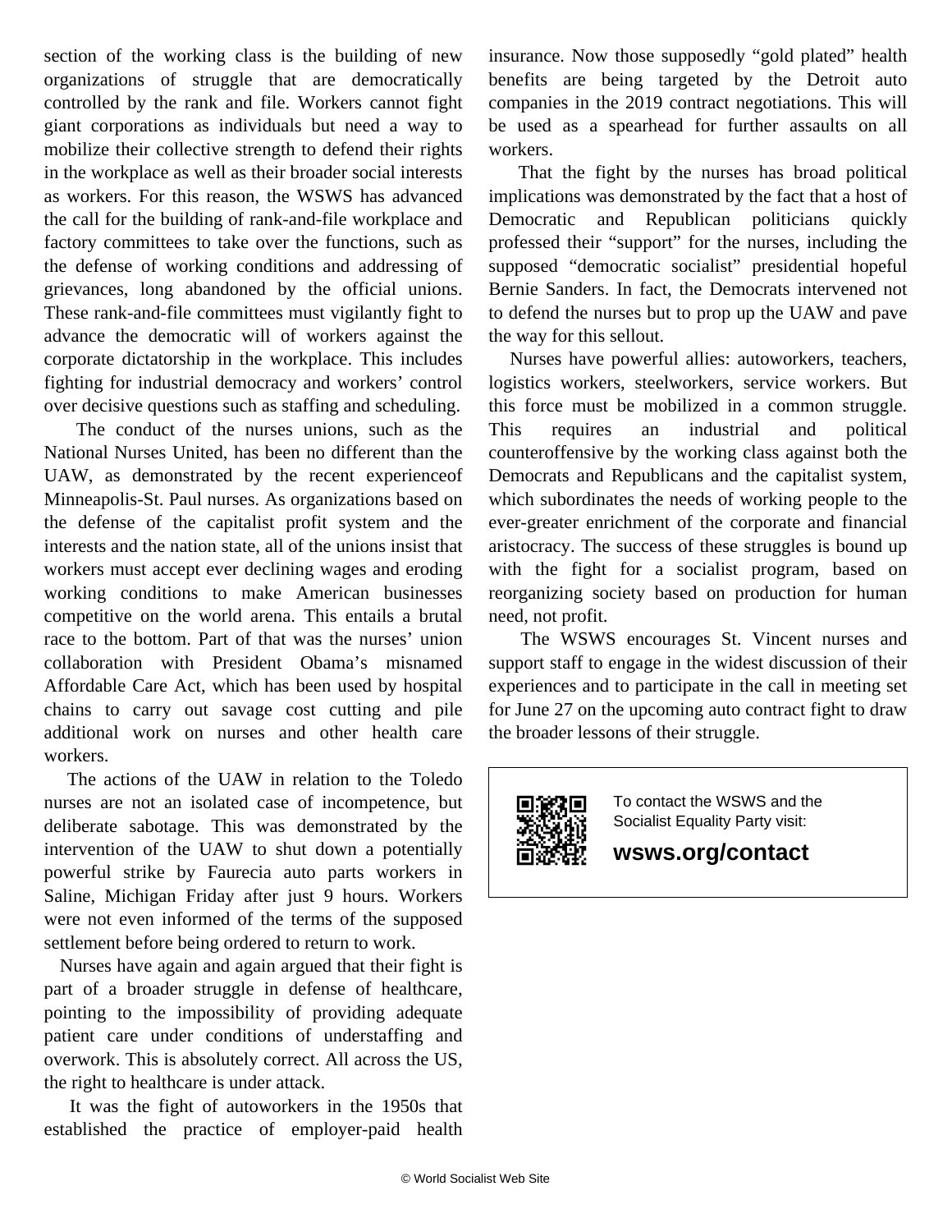section of the working class is the building of new organizations of struggle that are democratically controlled by the rank and file. Workers cannot fight giant corporations as individuals but need a way to mobilize their collective strength to defend their rights in the workplace as well as their broader social interests as workers. For this reason, the WSWS has advanced the call for the building of rank-and-file workplace and factory committees to take over the functions, such as the defense of working conditions and addressing of grievances, long abandoned by the official unions. These rank-and-file committees must vigilantly fight to advance the democratic will of workers against the corporate dictatorship in the workplace. This includes fighting for industrial democracy and workers' control over decisive questions such as staffing and scheduling.

The conduct of the nurses unions, such as the National Nurses United, has been no different than the UAW, as demonstrated by the recent experienceof Minneapolis-St. Paul nurses. As organizations based on the defense of the capitalist profit system and the interests and the nation state, all of the unions insist that workers must accept ever declining wages and eroding working conditions to make American businesses competitive on the world arena. This entails a brutal race to the bottom. Part of that was the nurses' union collaboration with President Obama's misnamed Affordable Care Act, which has been used by hospital chains to carry out savage cost cutting and pile additional work on nurses and other health care workers.

The actions of the UAW in relation to the Toledo nurses are not an isolated case of incompetence, but deliberate sabotage. This was demonstrated by the intervention of the UAW to shut down a potentially powerful strike by Faurecia auto parts workers in Saline, Michigan Friday after just 9 hours. Workers were not even informed of the terms of the supposed settlement before being ordered to return to work.

Nurses have again and again argued that their fight is part of a broader struggle in defense of healthcare, pointing to the impossibility of providing adequate patient care under conditions of understaffing and overwork. This is absolutely correct. All across the US, the right to healthcare is under attack.

It was the fight of autoworkers in the 1950s that established the practice of employer-paid health insurance. Now those supposedly "gold plated" health benefits are being targeted by the Detroit auto companies in the 2019 contract negotiations. This will be used as a spearhead for further assaults on all workers.

That the fight by the nurses has broad political implications was demonstrated by the fact that a host of Democratic and Republican politicians quickly professed their "support" for the nurses, including the supposed "democratic socialist" presidential hopeful Bernie Sanders. In fact, the Democrats intervened not to defend the nurses but to prop up the UAW and pave the way for this sellout.

Nurses have powerful allies: autoworkers, teachers, logistics workers, steelworkers, service workers. But this force must be mobilized in a common struggle. This requires an industrial and political counteroffensive by the working class against both the Democrats and Republicans and the capitalist system, which subordinates the needs of working people to the ever-greater enrichment of the corporate and financial aristocracy. The success of these struggles is bound up with the fight for a socialist program, based on reorganizing society based on production for human need, not profit.

The WSWS encourages St. Vincent nurses and support staff to engage in the widest discussion of their experiences and to participate in the call in meeting set for June 27 on the upcoming auto contract fight to draw the broader lessons of their struggle.

To contact the WSWS and the Socialist Equality Party visit:

**wsws.org/contact**